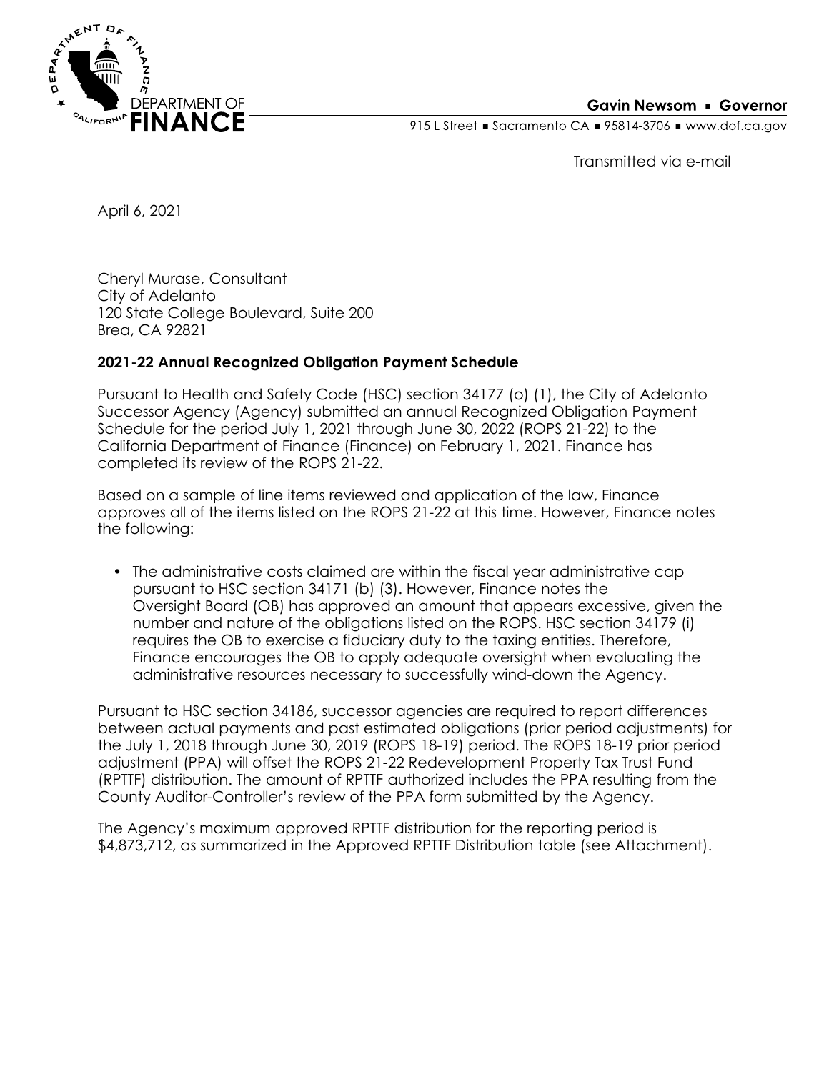DEPARTMENT OF FINANCE

**Gavin Newsom ▪ Governor**

915 L Street ▪ Sacramento CA ▪ 95814-3706 ▪ www.dof.ca.gov

Transmitted via e-mail

April 6, 2021

Cheryl Murase, Consultant
City of Adelanto
120 State College Boulevard, Suite 200
Brea, CA 92821

**2021-22 Annual Recognized Obligation Payment Schedule**

Pursuant to Health and Safety Code (HSC) section 34177 (o) (1), the City of Adelanto Successor Agency (Agency) submitted an annual Recognized Obligation Payment Schedule for the period July 1, 2021 through June 30, 2022 (ROPS 21-22) to the California Department of Finance (Finance) on February 1, 2021. Finance has completed its review of the ROPS 21-22.

Based on a sample of line items reviewed and application of the law, Finance approves all of the items listed on the ROPS 21-22 at this time. However, Finance notes the following:

- The administrative costs claimed are within the fiscal year administrative cap pursuant to HSC section 34171 (b) (3). However, Finance notes the Oversight Board (OB) has approved an amount that appears excessive, given the number and nature of the obligations listed on the ROPS. HSC section 34179 (i) requires the OB to exercise a fiduciary duty to the taxing entities. Therefore, Finance encourages the OB to apply adequate oversight when evaluating the administrative resources necessary to successfully wind-down the Agency.

Pursuant to HSC section 34186, successor agencies are required to report differences between actual payments and past estimated obligations (prior period adjustments) for the July 1, 2018 through June 30, 2019 (ROPS 18-19) period. The ROPS 18-19 prior period adjustment (PPA) will offset the ROPS 21-22 Redevelopment Property Tax Trust Fund (RPTTF) distribution. The amount of RPTTF authorized includes the PPA resulting from the County Auditor-Controller's review of the PPA form submitted by the Agency.

The Agency's maximum approved RPTTF distribution for the reporting period is $4,873,712, as summarized in the Approved RPTTF Distribution table (see Attachment).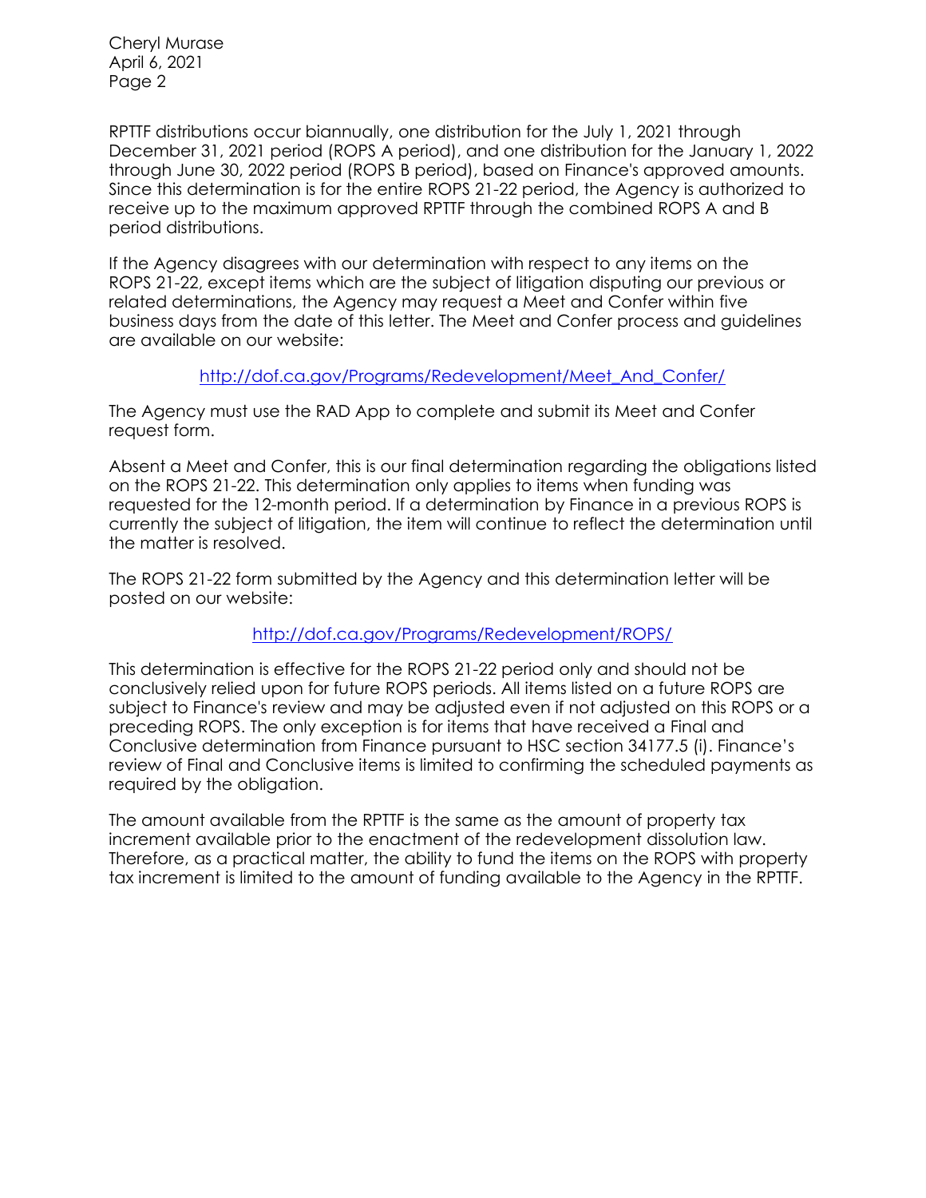RPTTF distributions occur biannually, one distribution for the July 1, 2021 through December 31, 2021 period (ROPS A period), and one distribution for the January 1, 2022 through June 30, 2022 period (ROPS B period), based on Finance's approved amounts. Since this determination is for the entire ROPS 21-22 period, the Agency is authorized to receive up to the maximum approved RPTTF through the combined ROPS A and B period distributions.

If the Agency disagrees with our determination with respect to any items on the ROPS 21-22, except items which are the subject of litigation disputing our previous or related determinations, the Agency may request a Meet and Confer within five business days from the date of this letter. The Meet and Confer process and guidelines are available on our website:

http://dof.ca.gov/Programs/Redevelopment/Meet_And_Confer/

The Agency must use the RAD App to complete and submit its Meet and Confer request form.

Absent a Meet and Confer, this is our final determination regarding the obligations listed on the ROPS 21-22. This determination only applies to items when funding was requested for the 12-month period. If a determination by Finance in a previous ROPS is currently the subject of litigation, the item will continue to reflect the determination until the matter is resolved.

The ROPS 21-22 form submitted by the Agency and this determination letter will be posted on our website:

http://dof.ca.gov/Programs/Redevelopment/ROPS/

This determination is effective for the ROPS 21-22 period only and should not be conclusively relied upon for future ROPS periods. All items listed on a future ROPS are subject to Finance's review and may be adjusted even if not adjusted on this ROPS or a preceding ROPS. The only exception is for items that have received a Final and Conclusive determination from Finance pursuant to HSC section 34177.5 (i). Finance's review of Final and Conclusive items is limited to confirming the scheduled payments as required by the obligation.

The amount available from the RPTTF is the same as the amount of property tax increment available prior to the enactment of the redevelopment dissolution law. Therefore, as a practical matter, the ability to fund the items on the ROPS with property tax increment is limited to the amount of funding available to the Agency in the RPTTF.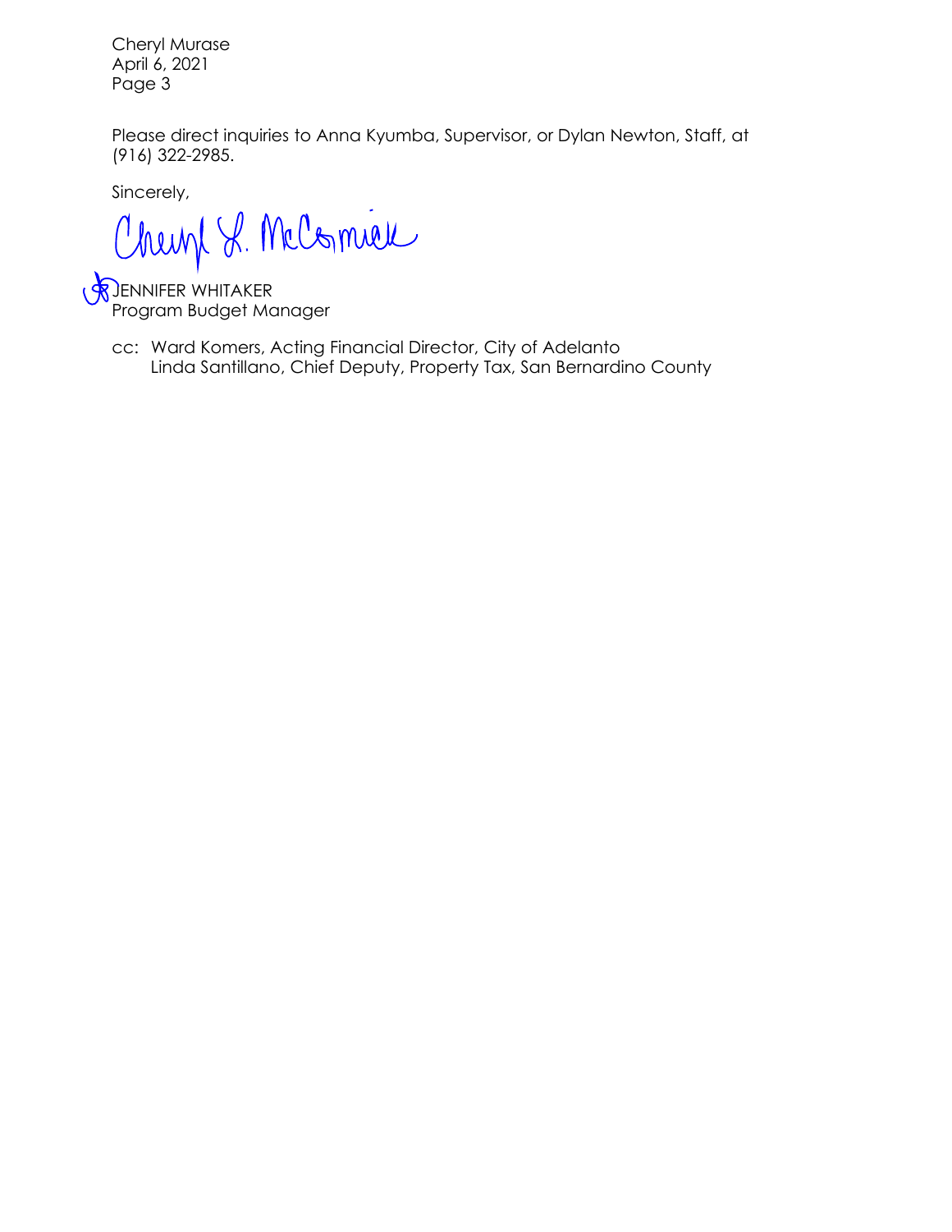Please direct inquiries to Anna Kyumba, Supervisor, or Dylan Newton, Staff, at (916) 322-2985.

Sincerely,

Cheryl L. McCormick

JENNIFER WHITAKER
Program Budget Manager

cc: Ward Komers, Acting Financial Director, City of Adelanto
Linda Santillano, Chief Deputy, Property Tax, San Bernardino County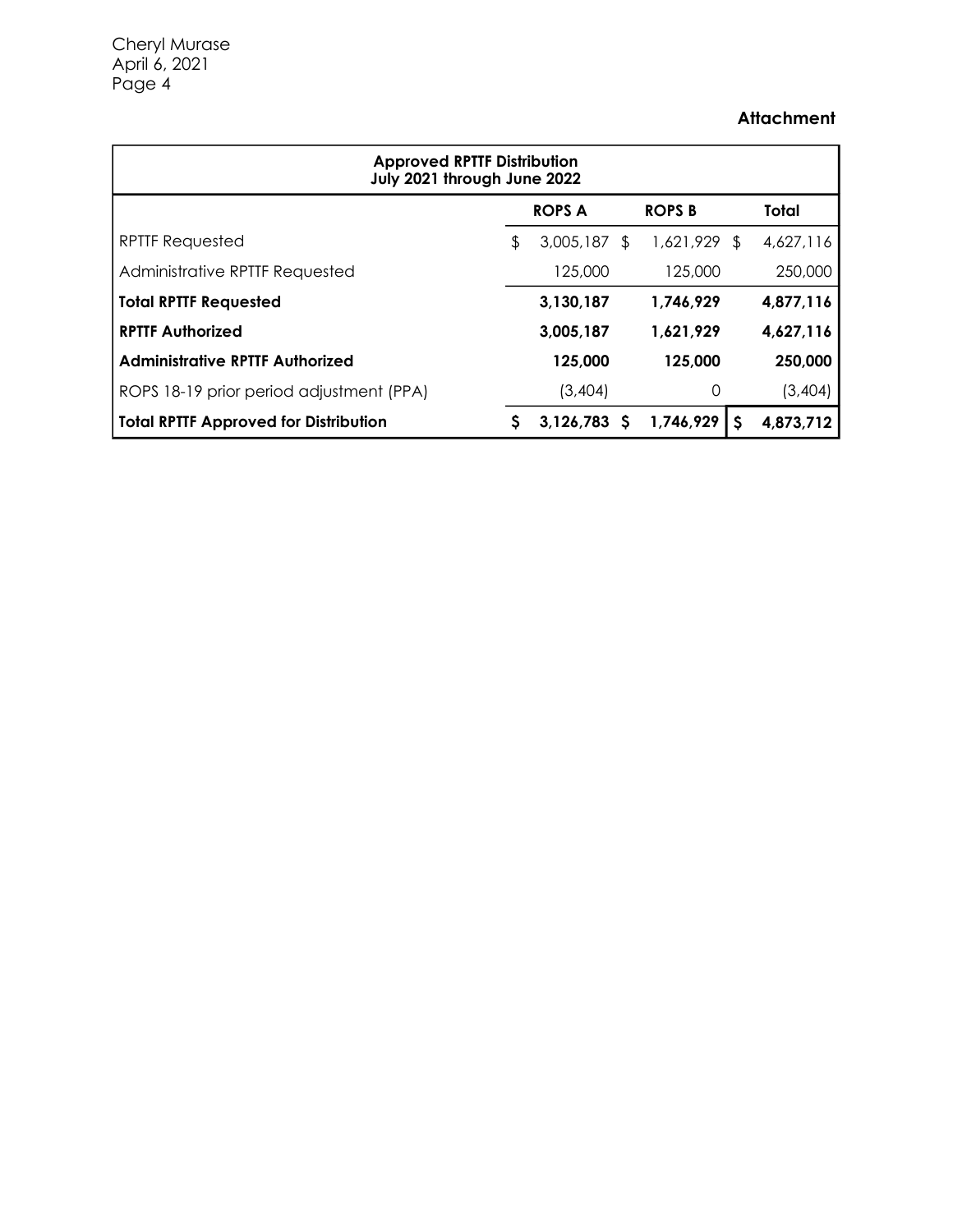**Attachment**

| Approved RPTTF Distribution July 2021 through June 2022 | | | |
|---|---|---|---|
| | **ROPS A** | **ROPS B** | **Total** |
| RPTTF Requested | $ 3,005,187 | $ 1,621,929 | $ 4,627,116 |
| Administrative RPTTF Requested | 125,000 | 125,000 | 250,000 |
| **Total RPTTF Requested** | **3,130,187** | **1,746,929** | **4,877,116** |
| **RPTTF Authorized** | **3,005,187** | **1,621,929** | **4,627,116** |
| **Administrative RPTTF Authorized** | **125,000** | **125,000** | **250,000** |
| ROPS 18-19 prior period adjustment (PPA) | (3,404) | 0 | (3,404) |
| **Total RPTTF Approved for Distribution** | **$ 3,126,783** | **$ 1,746,929** | **$ 4,873,712** |